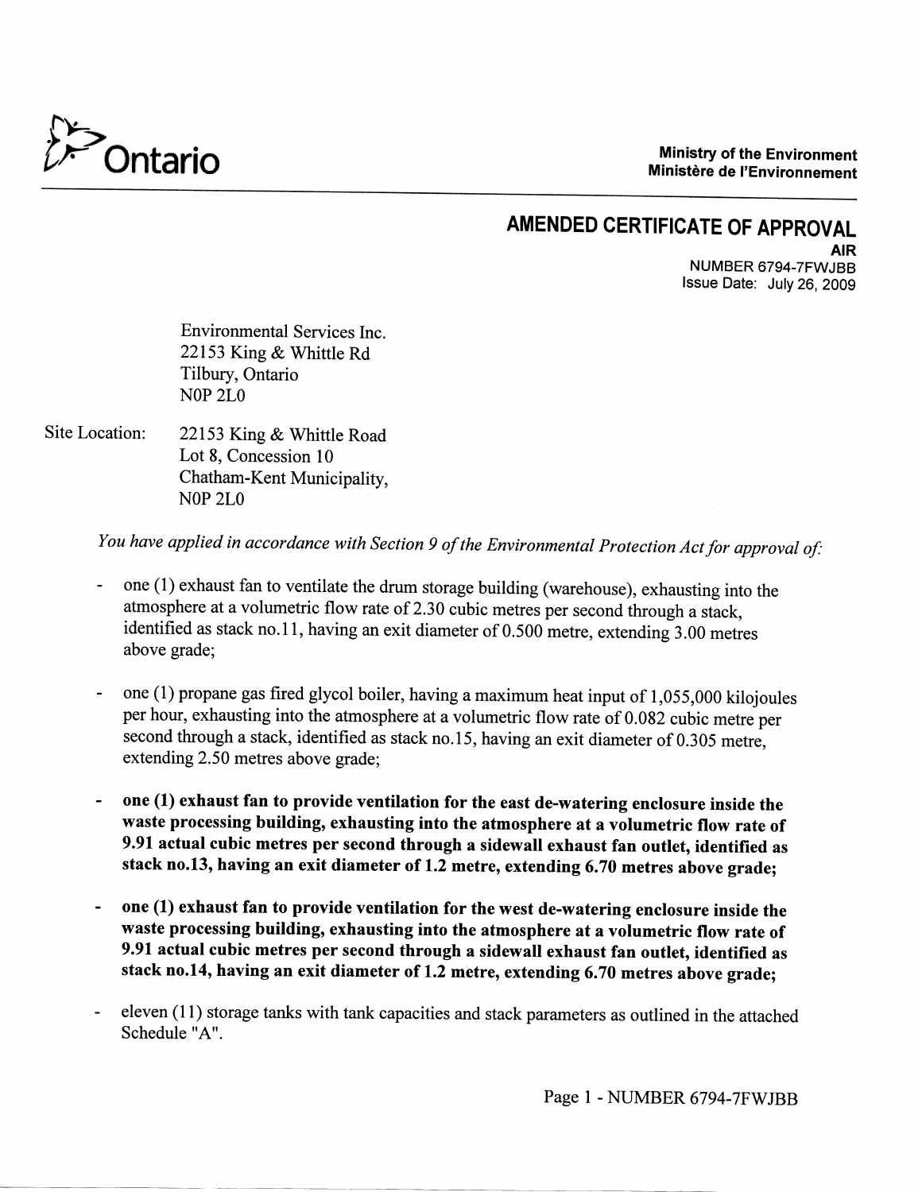Ontario

**Ministry of the Environment**
**Ministère de l'Environnement**

# AMENDED CERTIFICATE OF APPROVAL

**AIR**
NUMBER 6794-7FWJBB
Issue Date: July 26, 2009

Environmental Services Inc.
22153 King & Whittle Rd
Tilbury, Ontario
N0P 2L0

Site Location: 22153 King & Whittle Road
Lot 8, Concession 10
Chatham-Kent Municipality,
N0P 2L0

*You have applied in accordance with Section 9 of the Environmental Protection Act for approval of:*

- one (1) exhaust fan to ventilate the drum storage building (warehouse), exhausting into the atmosphere at a volumetric flow rate of 2.30 cubic metres per second through a stack, identified as stack no.11, having an exit diameter of 0.500 metre, extending 3.00 metres above grade;

- one (1) propane gas fired glycol boiler, having a maximum heat input of 1,055,000 kilojoules per hour, exhausting into the atmosphere at a volumetric flow rate of 0.082 cubic metre per second through a stack, identified as stack no.15, having an exit diameter of 0.305 metre, extending 2.50 metres above grade;

- **one (1) exhaust fan to provide ventilation for the east de-watering enclosure inside the waste processing building, exhausting into the atmosphere at a volumetric flow rate of 9.91 actual cubic metres per second through a sidewall exhaust fan outlet, identified as stack no.13, having an exit diameter of 1.2 metre, extending 6.70 metres above grade;**

- **one (1) exhaust fan to provide ventilation for the west de-watering enclosure inside the waste processing building, exhausting into the atmosphere at a volumetric flow rate of 9.91 actual cubic metres per second through a sidewall exhaust fan outlet, identified as stack no.14, having an exit diameter of 1.2 metre, extending 6.70 metres above grade;**

- eleven (11) storage tanks with tank capacities and stack parameters as outlined in the attached Schedule "A".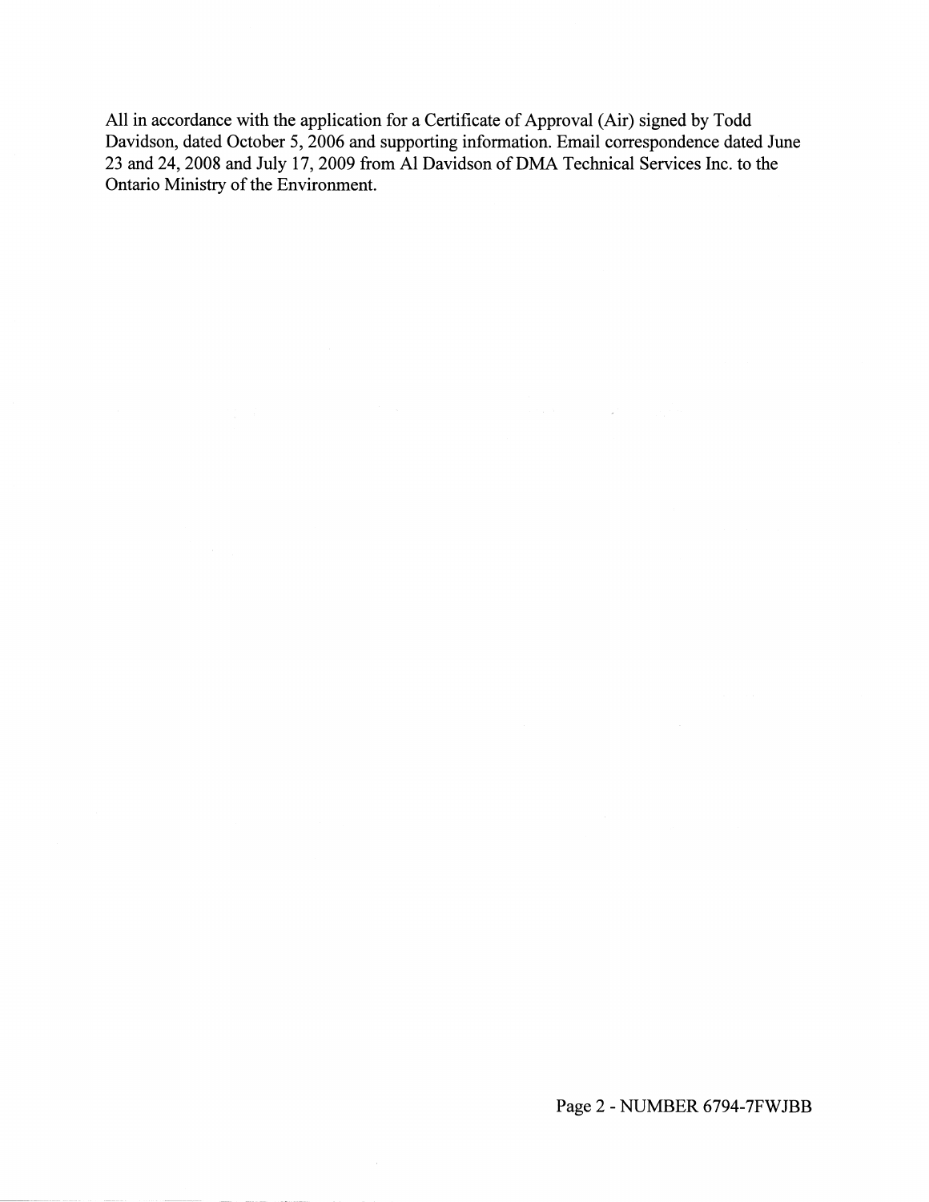All in accordance with the application for a Certificate of Approval (Air) signed by Todd Davidson, dated October 5, 2006 and supporting information. Email correspondence dated June 23 and 24, 2008 and July 17, 2009 from Al Davidson of DMA Technical Services Inc. to the Ontario Ministry of the Environment.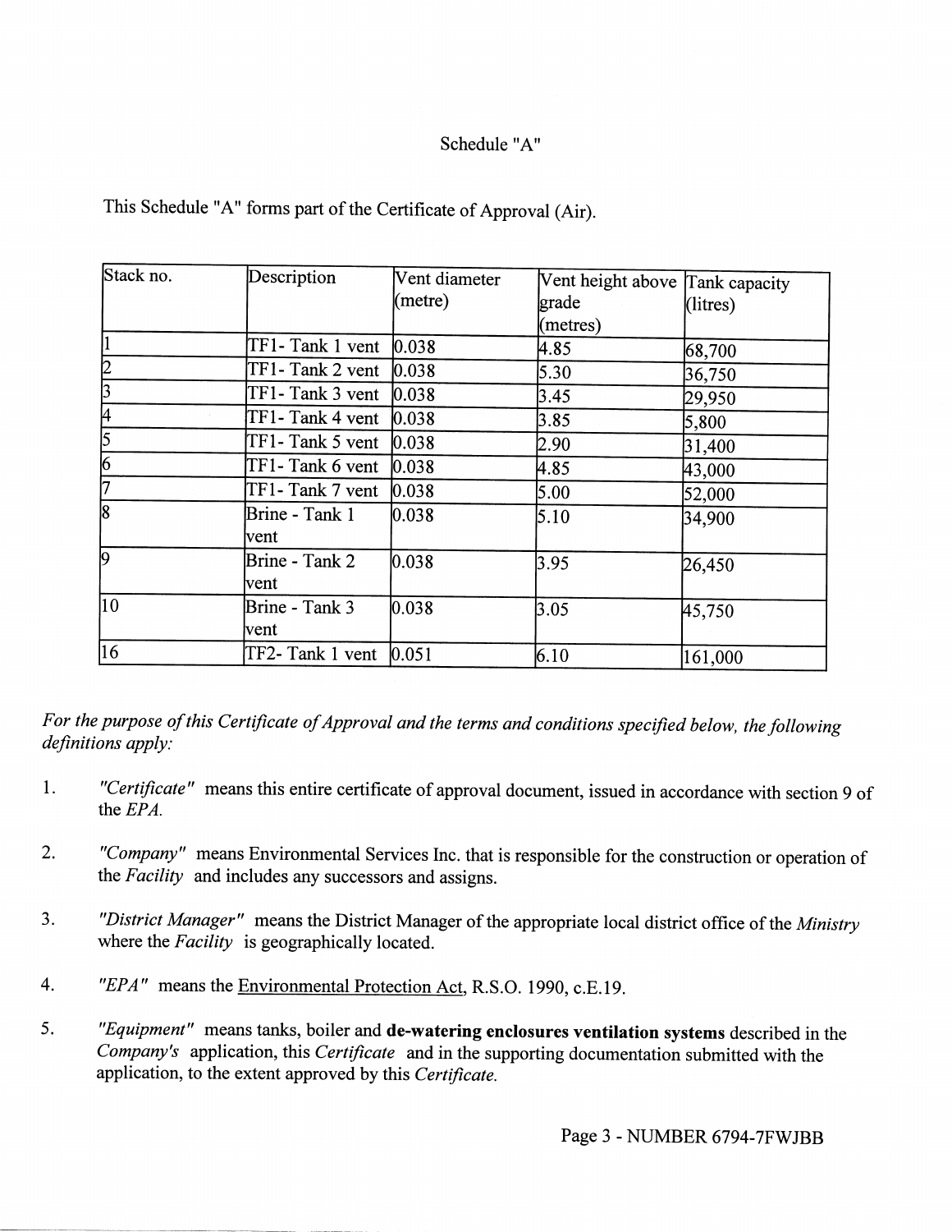Schedule "A"

This Schedule "A" forms part of the Certificate of Approval (Air).

| Stack no. | Description | Vent diameter (metre) | Vent height above grade (metres) | Tank capacity (litres) |
|---|---|---|---|---|
| 1 | TF1- Tank 1 vent | 0.038 | 4.85 | 68,700 |
| 2 | TF1- Tank 2 vent | 0.038 | 5.30 | 36,750 |
| 3 | TF1- Tank 3 vent | 0.038 | 3.45 | 29,950 |
| 4 | TF1- Tank 4 vent | 0.038 | 3.85 | 5,800 |
| 5 | TF1- Tank 5 vent | 0.038 | 2.90 | 31,400 |
| 6 | TF1- Tank 6 vent | 0.038 | 4.85 | 43,000 |
| 7 | TF1- Tank 7 vent | 0.038 | 5.00 | 52,000 |
| 8 | Brine - Tank 1 vent | 0.038 | 5.10 | 34,900 |
| 9 | Brine - Tank 2 vent | 0.038 | 3.95 | 26,450 |
| 10 | Brine - Tank 3 vent | 0.038 | 3.05 | 45,750 |
| 16 | TF2- Tank 1 vent | 0.051 | 6.10 | 161,000 |

*For the purpose of this Certificate of Approval and the terms and conditions specified below, the following definitions apply:*

1. *"Certificate"* means this entire certificate of approval document, issued in accordance with section 9 of the *EPA*.

2. *"Company"* means Environmental Services Inc. that is responsible for the construction or operation of the *Facility* and includes any successors and assigns.

3. *"District Manager"* means the District Manager of the appropriate local district office of the *Ministry* where the *Facility* is geographically located.

4. *"EPA"* means the Environmental Protection Act, R.S.O. 1990, c.E.19.

5. *"Equipment"* means tanks, boiler and **de-watering enclosures ventilation systems** described in the *Company's* application, this *Certificate* and in the supporting documentation submitted with the application, to the extent approved by this *Certificate*.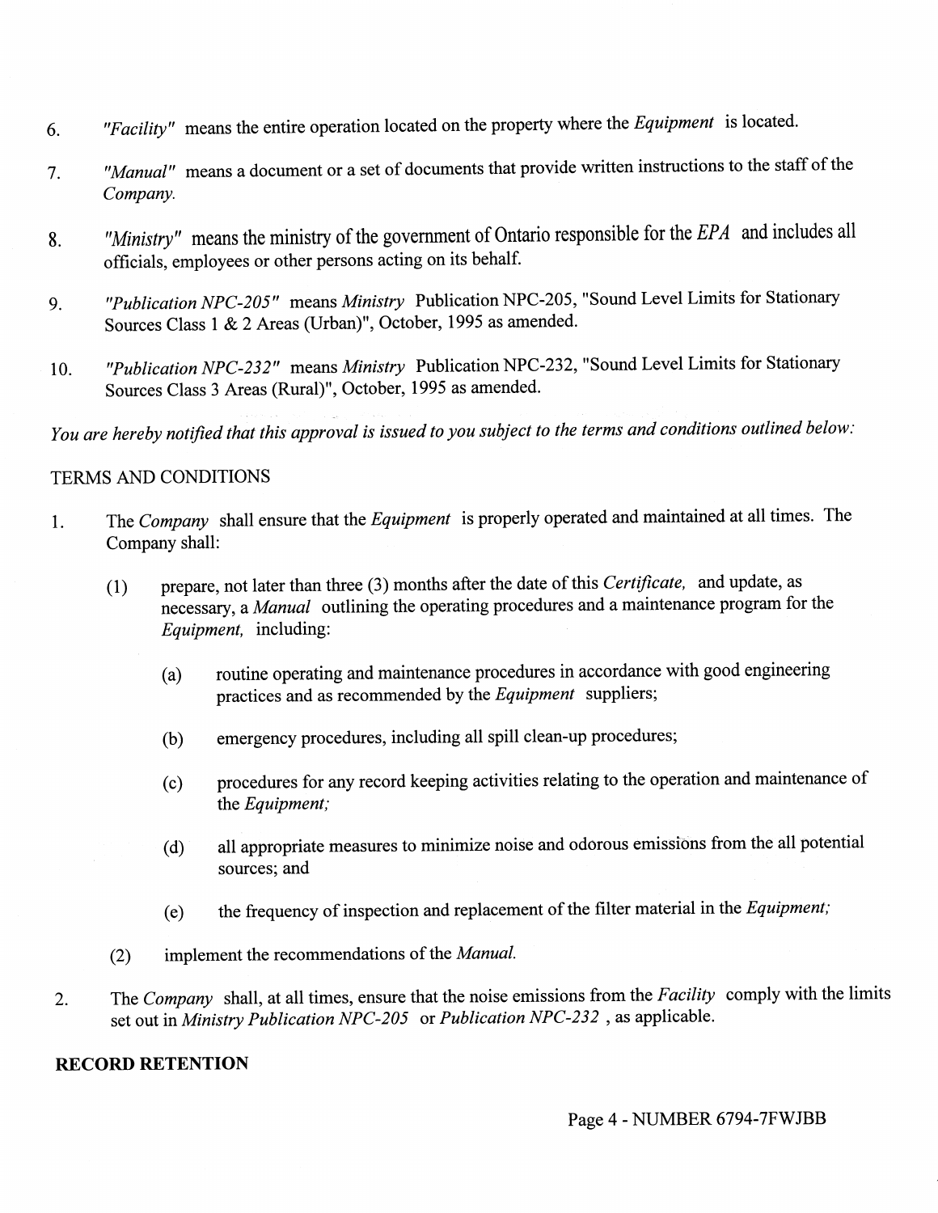6. *"Facility"* means the entire operation located on the property where the *Equipment* is located.

7. *"Manual"* means a document or a set of documents that provide written instructions to the staff of the *Company.*

8. *"Ministry"* means the ministry of the government of Ontario responsible for the *EPA* and includes all officials, employees or other persons acting on its behalf.

9. *"Publication NPC-205"* means *Ministry* Publication NPC-205, "Sound Level Limits for Stationary Sources Class 1 & 2 Areas (Urban)", October, 1995 as amended.

10. *"Publication NPC-232"* means *Ministry* Publication NPC-232, "Sound Level Limits for Stationary Sources Class 3 Areas (Rural)", October, 1995 as amended.

*You are hereby notified that this approval is issued to you subject to the terms and conditions outlined below:*

TERMS AND CONDITIONS

1. The *Company* shall ensure that the *Equipment* is properly operated and maintained at all times. The Company shall:

   (1) prepare, not later than three (3) months after the date of this *Certificate,* and update, as necessary, a *Manual* outlining the operating procedures and a maintenance program for the *Equipment,* including:

      (a) routine operating and maintenance procedures in accordance with good engineering practices and as recommended by the *Equipment* suppliers;

      (b) emergency procedures, including all spill clean-up procedures;

      (c) procedures for any record keeping activities relating to the operation and maintenance of the *Equipment;*

      (d) all appropriate measures to minimize noise and odorous emissions from the all potential sources; and

      (e) the frequency of inspection and replacement of the filter material in the *Equipment;*

   (2) implement the recommendations of the *Manual.*

2. The *Company* shall, at all times, ensure that the noise emissions from the *Facility* comply with the limits set out in *Ministry Publication NPC-205* or *Publication NPC-232* , as applicable.

**RECORD RETENTION**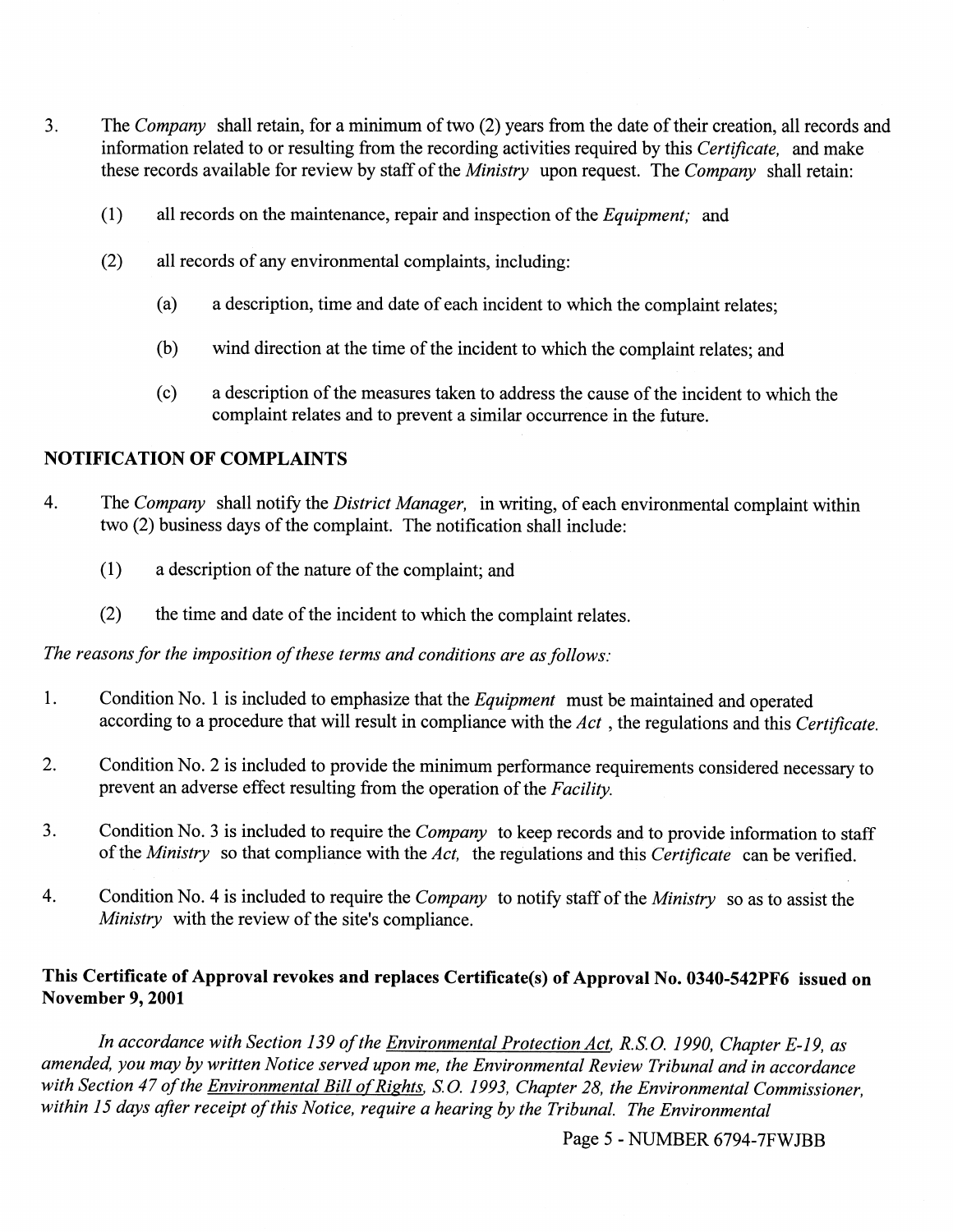3. The *Company* shall retain, for a minimum of two (2) years from the date of their creation, all records and information related to or resulting from the recording activities required by this *Certificate,* and make these records available for review by staff of the *Ministry* upon request. The *Company* shall retain:

   (1) all records on the maintenance, repair and inspection of the *Equipment;* and

   (2) all records of any environmental complaints, including:

      (a) a description, time and date of each incident to which the complaint relates;

      (b) wind direction at the time of the incident to which the complaint relates; and

      (c) a description of the measures taken to address the cause of the incident to which the complaint relates and to prevent a similar occurrence in the future.

**NOTIFICATION OF COMPLAINTS**

4. The *Company* shall notify the *District Manager,* in writing, of each environmental complaint within two (2) business days of the complaint. The notification shall include:

   (1) a description of the nature of the complaint; and

   (2) the time and date of the incident to which the complaint relates.

*The reasons for the imposition of these terms and conditions are as follows:*

1. Condition No. 1 is included to emphasize that the *Equipment* must be maintained and operated according to a procedure that will result in compliance with the *Act* , the regulations and this *Certificate.*

2. Condition No. 2 is included to provide the minimum performance requirements considered necessary to prevent an adverse effect resulting from the operation of the *Facility.*

3. Condition No. 3 is included to require the *Company* to keep records and to provide information to staff of the *Ministry* so that compliance with the *Act,* the regulations and this *Certificate* can be verified.

4. Condition No. 4 is included to require the *Company* to notify staff of the *Ministry* so as to assist the *Ministry* with the review of the site's compliance.

**This Certificate of Approval revokes and replaces Certificate(s) of Approval No. 0340-542PF6 issued on November 9, 2001**

*In accordance with Section 139 of the Environmental Protection Act, R.S.O. 1990, Chapter E-19, as amended, you may by written Notice served upon me, the Environmental Review Tribunal and in accordance with Section 47 of the Environmental Bill of Rights, S.O. 1993, Chapter 28, the Environmental Commissioner, within 15 days after receipt of this Notice, require a hearing by the Tribunal. The Environmental*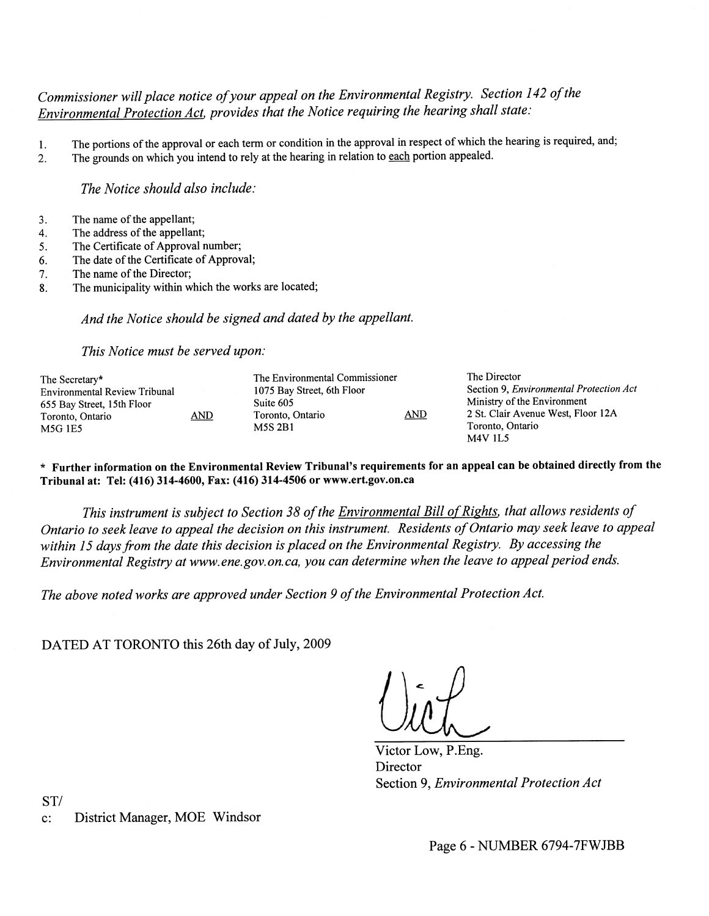*Commissioner will place notice of your appeal on the Environmental Registry. Section 142 of the Environmental Protection Act, provides that the Notice requiring the hearing shall state:*

1. The portions of the approval or each term or condition in the approval in respect of which the hearing is required, and;
2. The grounds on which you intend to rely at the hearing in relation to each portion appealed.

*The Notice should also include:*

3. The name of the appellant;
4. The address of the appellant;
5. The Certificate of Approval number;
6. The date of the Certificate of Approval;
7. The name of the Director;
8. The municipality within which the works are located;

*And the Notice should be signed and dated by the appellant.*

*This Notice must be served upon:*

| | | | | |
|---|---|---|---|---|
| The Secretary*<br>Environmental Review Tribunal<br>655 Bay Street, 15th Floor<br>Toronto, Ontario<br>M5G 1E5 | AND | The Environmental Commissioner<br>1075 Bay Street, 6th Floor<br>Suite 605<br>Toronto, Ontario<br>M5S 2B1 | AND | The Director<br>Section 9, *Environmental Protection Act*<br>Ministry of the Environment<br>2 St. Clair Avenue West, Floor 12A<br>Toronto, Ontario<br>M4V 1L5 |

**\* Further information on the Environmental Review Tribunal's requirements for an appeal can be obtained directly from the Tribunal at: Tel: (416) 314-4600, Fax: (416) 314-4506 or www.ert.gov.on.ca**

*This instrument is subject to Section 38 of the Environmental Bill of Rights, that allows residents of Ontario to seek leave to appeal the decision on this instrument. Residents of Ontario may seek leave to appeal within 15 days from the date this decision is placed on the Environmental Registry. By accessing the Environmental Registry at www.ene.gov.on.ca, you can determine when the leave to appeal period ends.*

*The above noted works are approved under Section 9 of the Environmental Protection Act.*

DATED AT TORONTO this 26th day of July, 2009

Victor Low, P.Eng.
Director
Section 9, *Environmental Protection Act*

ST/
c: District Manager, MOE Windsor

Page 6 - NUMBER 6794-7FWJBB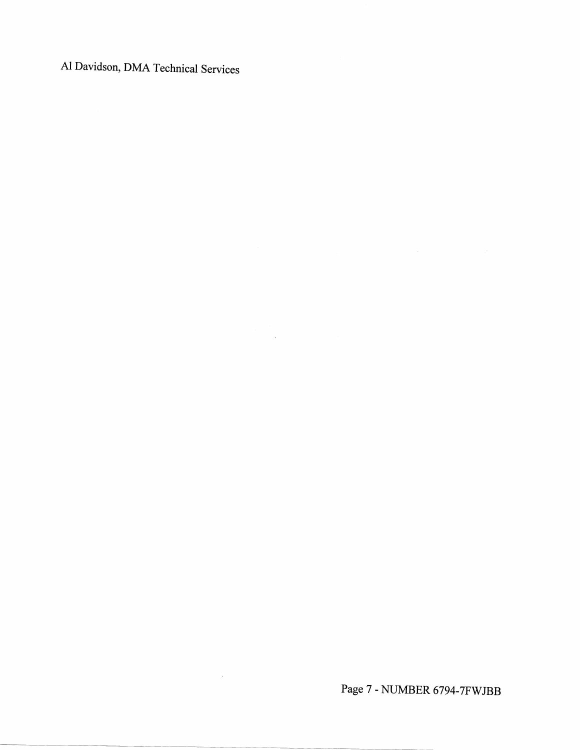Al Davidson, DMA Technical Services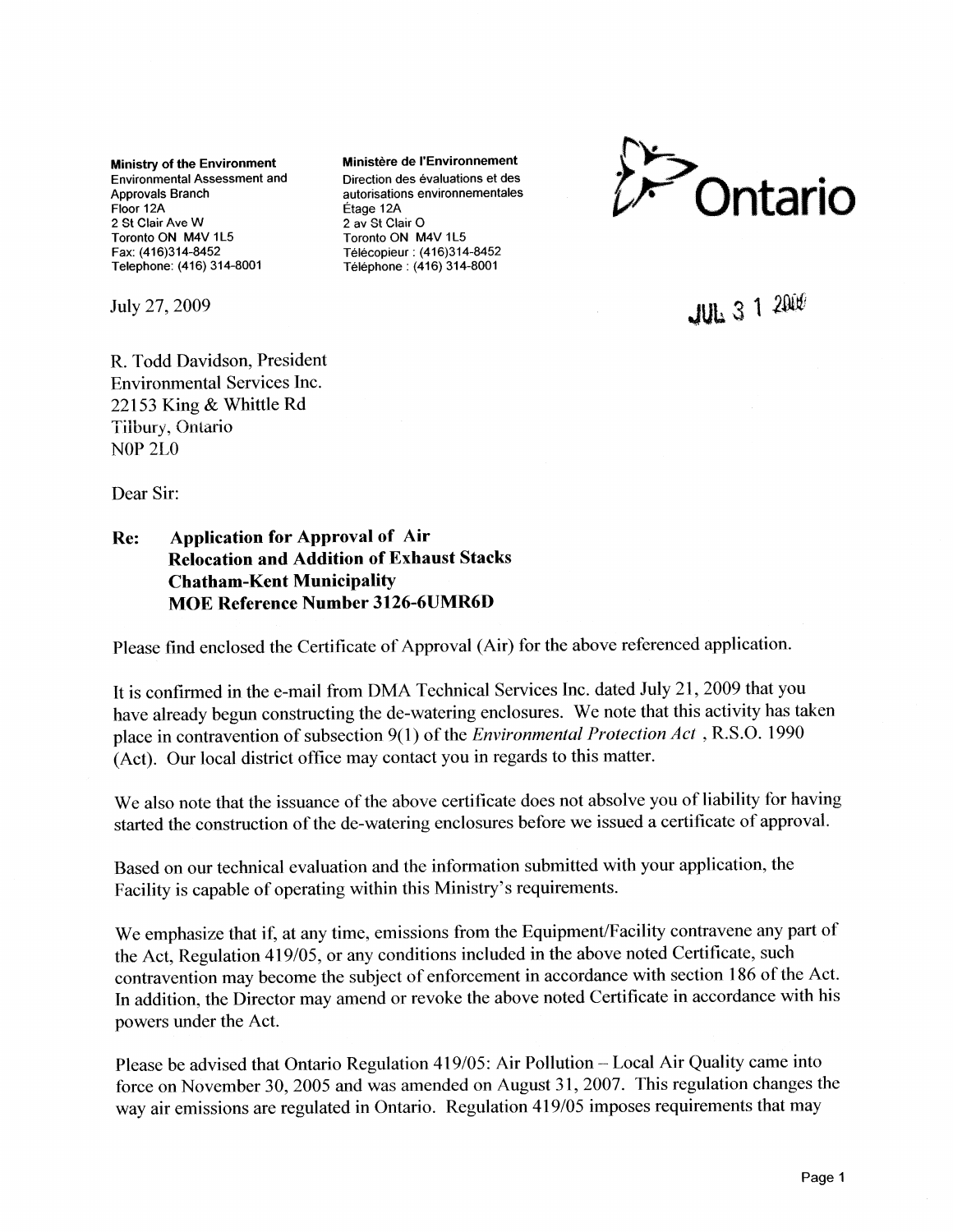**Ministry of the Environment**
Environmental Assessment and Approvals Branch
Floor 12A
2 St Clair Ave W
Toronto ON M4V 1L5
Fax: (416)314-8452
Telephone: (416) 314-8001

**Ministère de l'Environnement**
Direction des évaluations et des autorisations environnementales
Étage 12A
2 av St Clair O
Toronto ON M4V 1L5
Télécopieur : (416)314-8452
Téléphone : (416) 314-8001

Ontario

July 27, 2009

JUL 3 1 2009

R. Todd Davidson, President
Environmental Services Inc.
22153 King & Whittle Rd
Tilbury, Ontario
N0P 2L0

Dear Sir:

**Re: Application for Approval of Air**
**Relocation and Addition of Exhaust Stacks**
**Chatham-Kent Municipality**
**MOE Reference Number 3126-6UMR6D**

Please find enclosed the Certificate of Approval (Air) for the above referenced application.

It is confirmed in the e-mail from DMA Technical Services Inc. dated July 21, 2009 that you have already begun constructing the de-watering enclosures. We note that this activity has taken place in contravention of subsection 9(1) of the *Environmental Protection Act* , R.S.O. 1990 (Act). Our local district office may contact you in regards to this matter.

We also note that the issuance of the above certificate does not absolve you of liability for having started the construction of the de-watering enclosures before we issued a certificate of approval.

Based on our technical evaluation and the information submitted with your application, the Facility is capable of operating within this Ministry's requirements.

We emphasize that if, at any time, emissions from the Equipment/Facility contravene any part of the Act, Regulation 419/05, or any conditions included in the above noted Certificate, such contravention may become the subject of enforcement in accordance with section 186 of the Act. In addition, the Director may amend or revoke the above noted Certificate in accordance with his powers under the Act.

Please be advised that Ontario Regulation 419/05: Air Pollution – Local Air Quality came into force on November 30, 2005 and was amended on August 31, 2007. This regulation changes the way air emissions are regulated in Ontario. Regulation 419/05 imposes requirements that may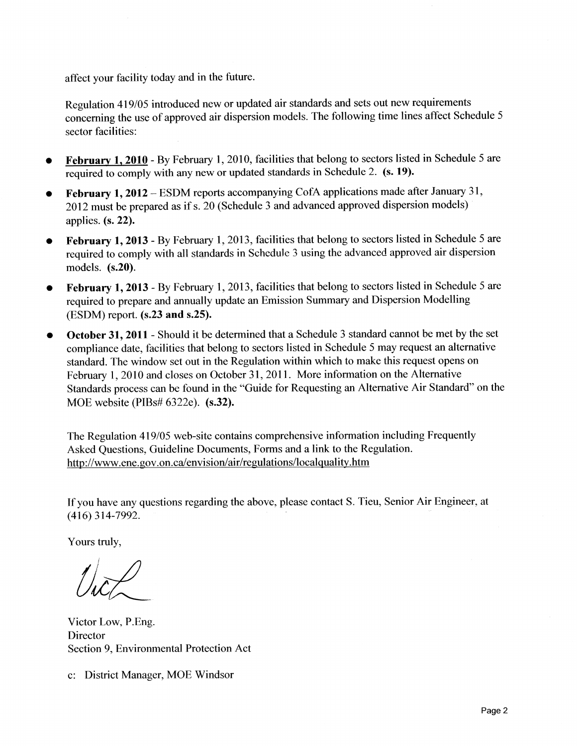affect your facility today and in the future.

Regulation 419/05 introduced new or updated air standards and sets out new requirements concerning the use of approved air dispersion models. The following time lines affect Schedule 5 sector facilities:

- **February 1, 2010** - By February 1, 2010, facilities that belong to sectors listed in Schedule 5 are required to comply with any new or updated standards in Schedule 2. **(s. 19).**
- **February 1, 2012** – ESDM reports accompanying CofA applications made after January 31, 2012 must be prepared as if s. 20 (Schedule 3 and advanced approved dispersion models) applies. **(s. 22).**
- **February 1, 2013** - By February 1, 2013, facilities that belong to sectors listed in Schedule 5 are required to comply with all standards in Schedule 3 using the advanced approved air dispersion models. **(s.20).**
- **February 1, 2013** - By February 1, 2013, facilities that belong to sectors listed in Schedule 5 are required to prepare and annually update an Emission Summary and Dispersion Modelling (ESDM) report. **(s.23 and s.25).**
- **October 31, 2011** - Should it be determined that a Schedule 3 standard cannot be met by the set compliance date, facilities that belong to sectors listed in Schedule 5 may request an alternative standard. The window set out in the Regulation within which to make this request opens on February 1, 2010 and closes on October 31, 2011. More information on the Alternative Standards process can be found in the "Guide for Requesting an Alternative Air Standard" on the MOE website (PIBs# 6322e). **(s.32).**

The Regulation 419/05 web-site contains comprehensive information including Frequently Asked Questions, Guideline Documents, Forms and a link to the Regulation.
http://www.ene.gov.on.ca/envision/air/regulations/localquality.htm

If you have any questions regarding the above, please contact S. Tieu, Senior Air Engineer, at (416) 314-7992.

Yours truly,

Victor Low, P.Eng.
Director
Section 9, Environmental Protection Act

c: District Manager, MOE Windsor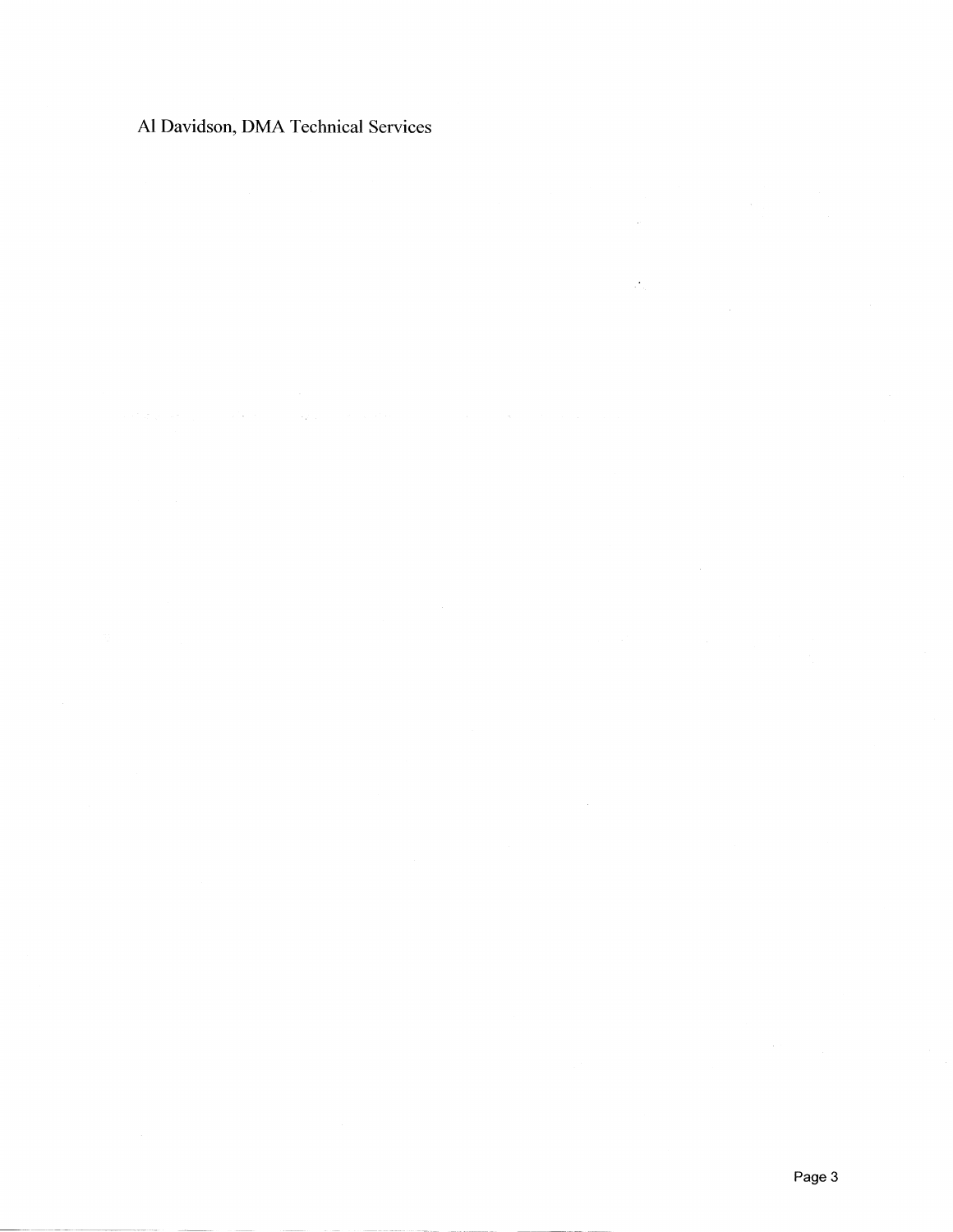Al Davidson, DMA Technical Services